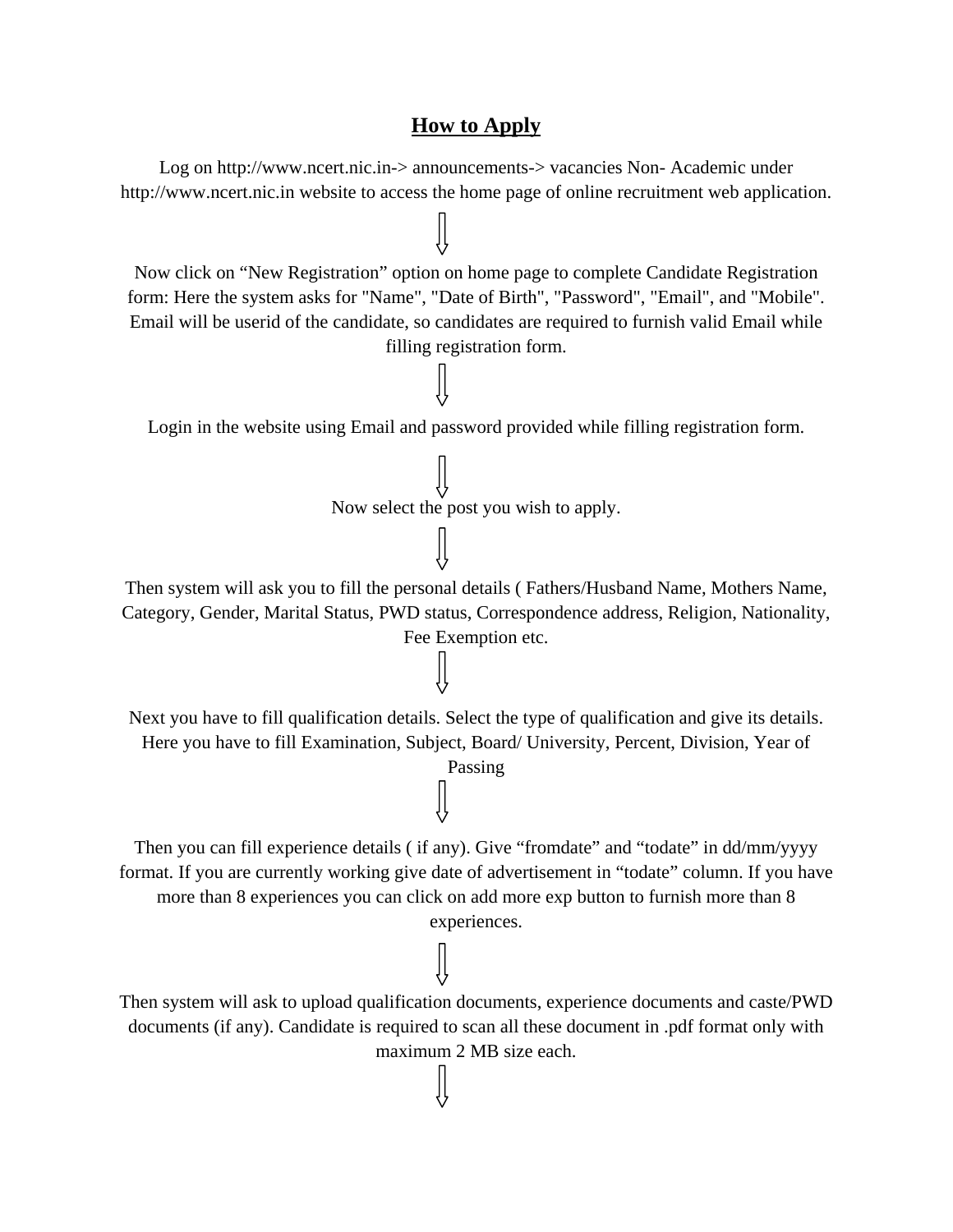## How to Apply

Log on http://www.ncert.nic.in-> announcements-> vacancies Non- Academic under http://www.ncert.nic.in website to access the home page of online recruitment web application.

⇓

Now click on "New Registration" option on home page to complete Candidate Registration form: Here the system asks for "Name", "Date of Birth", "Password", "Email", and "Mobile". Email will be userid of the candidate, so candidates are required to furnish valid Email while filling registration form.

⇓

Login in the website using Email and password provided while filling registration form.

⇓

Now select the post you wish to apply.

⇓

Then system will ask you to fill the personal details ( Fathers/Husband Name, Mothers Name, Category, Gender, Marital Status, PWD status, Correspondence address, Religion, Nationality, Fee Exemption etc.

⇓

Next you have to fill qualification details. Select the type of qualification and give its details. Here you have to fill Examination, Subject, Board/ University, Percent, Division, Year of Passing

⇓

Then you can fill experience details ( if any). Give "fromdate" and "todate" in dd/mm/yyyy format. If you are currently working give date of advertisement in "todate" column. If you have more than 8 experiences you can click on add more exp button to furnish more than 8 experiences.

⇓

Then system will ask to upload qualification documents, experience documents and caste/PWD documents (if any). Candidate is required to scan all these document in .pdf format only with maximum 2 MB size each.

⇓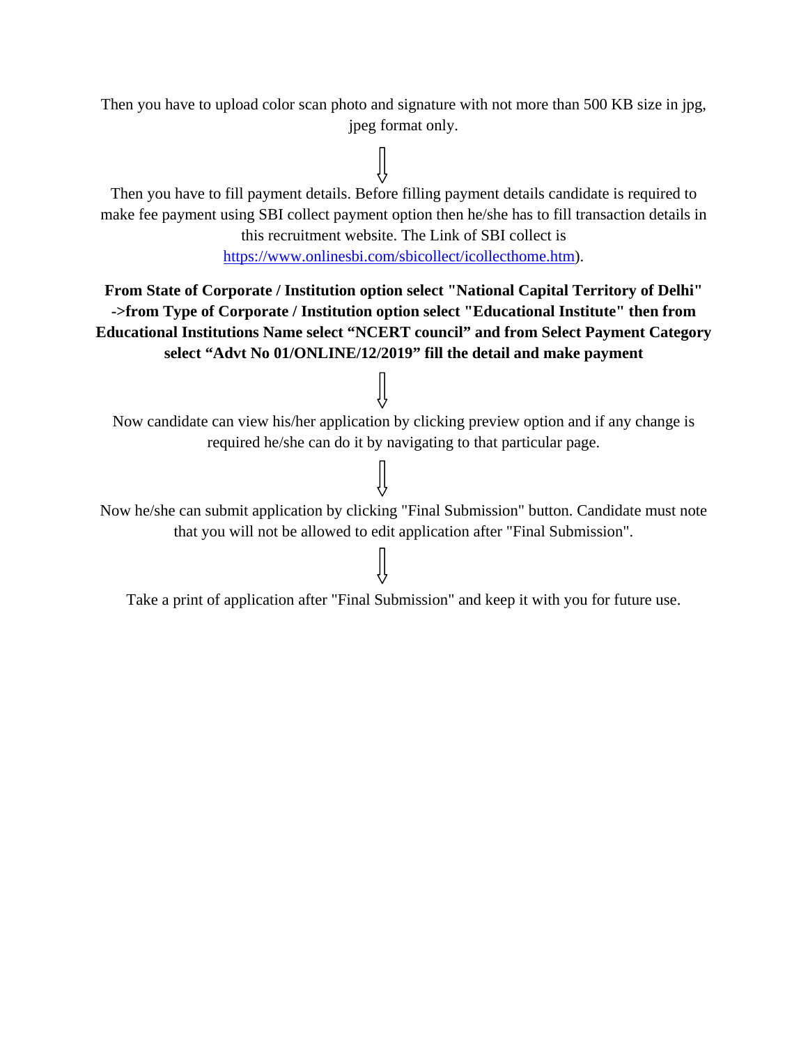Then you have to upload color scan photo and signature with not more than 500 KB size in jpg, jpeg format only.

⇓

Then you have to fill payment details. Before filling payment details candidate is required to make fee payment using SBI collect payment option then he/she has to fill transaction details in this recruitment website. The Link of SBI collect is [https://www.onlinesbi.com/sbicollect/icollecthome.htm](https://www.onlinesbi.com/sbicollect/icollecthome.htm)).

**From State of Corporate / Institution option select "National Capital Territory of Delhi" ->from Type of Corporate / Institution option select "Educational Institute" then from Educational Institutions Name select "NCERT council" and from Select Payment Category select "Advt No 01/ONLINE/12/2019" fill the detail and make payment**

⇓

Now candidate can view his/her application by clicking preview option and if any change is required he/she can do it by navigating to that particular page.

⇓

Now he/she can submit application by clicking "Final Submission" button. Candidate must note that you will not be allowed to edit application after "Final Submission".

⇓

Take a print of application after "Final Submission" and keep it with you for future use.